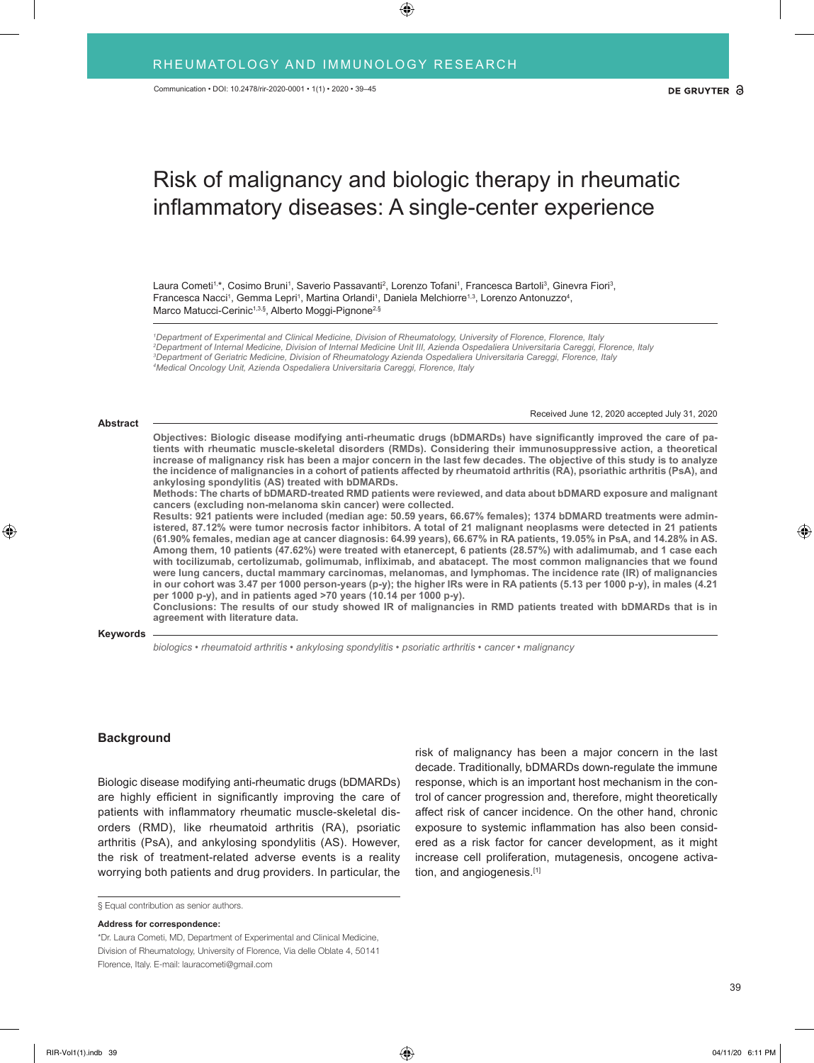Communication • DOI: 10.2478/rir-2020-0001 • 1(1) • 2020 • 39–45

# Risk of malignancy and biologic therapy in rheumatic inflammatory diseases: A single-center experience

Laura Cometi[1,*], Cosimo Bruni[1], Saverio Passavanti[2], Lorenzo Tofani[1], Francesca Bartoli[3], Ginevra Fiori[3], Francesca Nacci[1], Gemma Lepri[1], Martina Orlandi[1], Daniela Melchiorre[1,3], Lorenzo Antonuzzo[4], Marco Matucci-Cerinic[1,3,§], Alberto Moggi-Pignone[2,§]

*[1]Department of Experimental and Clinical Medicine, Division of Rheumatology, University of Florence, Florence, Italy*
*[2]Department of Internal Medicine, Division of Internal Medicine Unit III, Azienda Ospedaliera Universitaria Careggi, Florence, Italy*
*[3]Department of Geriatric Medicine, Division of Rheumatology Azienda Ospedaliera Universitaria Careggi, Florence, Italy*
*[4]Medical Oncology Unit, Azienda Ospedaliera Universitaria Careggi, Florence, Italy*

Received June 12, 2020 accepted July 31, 2020

**Abstract**

**Objectives: Biologic disease modifying anti-rheumatic drugs (bDMARDs) have significantly improved the care of patients with rheumatic muscle-skeletal disorders (RMDs). Considering their immunosuppressive action, a theoretical increase of malignancy risk has been a major concern in the last few decades. The objective of this study is to analyze the incidence of malignancies in a cohort of patients affected by rheumatoid arthritis (RA), psoriatic arthritis (PsA), and ankylosing spondylitis (AS) treated with bDMARDs.**
**Methods: The charts of bDMARD-treated RMD patients were reviewed, and data about bDMARD exposure and malignant cancers (excluding non-melanoma skin cancer) were collected.**
**Results: 921 patients were included (median age: 50.59 years, 66.67% females); 1374 bDMARD treatments were administered, 87.12% were tumor necrosis factor inhibitors. A total of 21 malignant neoplasms were detected in 21 patients (61.90% females, median age at cancer diagnosis: 64.99 years), 66.67% in RA patients, 19.05% in PsA, and 14.28% in AS. Among them, 10 patients (47.62%) were treated with etanercept, 6 patients (28.57%) with adalimumab, and 1 case each with tocilizumab, certolizumab, golimumab, infliximab, and abatacept. The most common malignancies that we found were lung cancers, ductal mammary carcinomas, melanomas, and lymphomas. The incidence rate (IR) of malignancies in our cohort was 3.47 per 1000 person-years (p-y); the higher IRs were in RA patients (5.13 per 1000 p-y), in males (4.21 per 1000 p-y), and in patients aged >70 years (10.14 per 1000 p-y).**
**Conclusions: The results of our study showed IR of malignancies in RMD patients treated with bDMARDs that is in agreement with literature data.**

**Keywords**

*biologics • rheumatoid arthritis • ankylosing spondylitis • psoriatic arthritis • cancer • malignancy*

## Background

Biologic disease modifying anti-rheumatic drugs (bDMARDs) are highly efficient in significantly improving the care of patients with inflammatory rheumatic muscle-skeletal disorders (RMD), like rheumatoid arthritis (RA), psoriatic arthritis (PsA), and ankylosing spondylitis (AS). However, the risk of treatment-related adverse events is a reality worrying both patients and drug providers. In particular, the risk of malignancy has been a major concern in the last decade. Traditionally, bDMARDs down-regulate the immune response, which is an important host mechanism in the control of cancer progression and, therefore, might theoretically affect risk of cancer incidence. On the other hand, chronic exposure to systemic inflammation has also been considered as a risk factor for cancer development, as it might increase cell proliferation, mutagenesis, oncogene activation, and angiogenesis.[1]

§ Equal contribution as senior authors.

**Address for correspondence:**

*Dr. Laura Cometi, MD, Department of Experimental and Clinical Medicine, Division of Rheumatology, University of Florence, Via delle Oblate 4, 50141 Florence, Italy. E-mail: lauracometi@gmail.com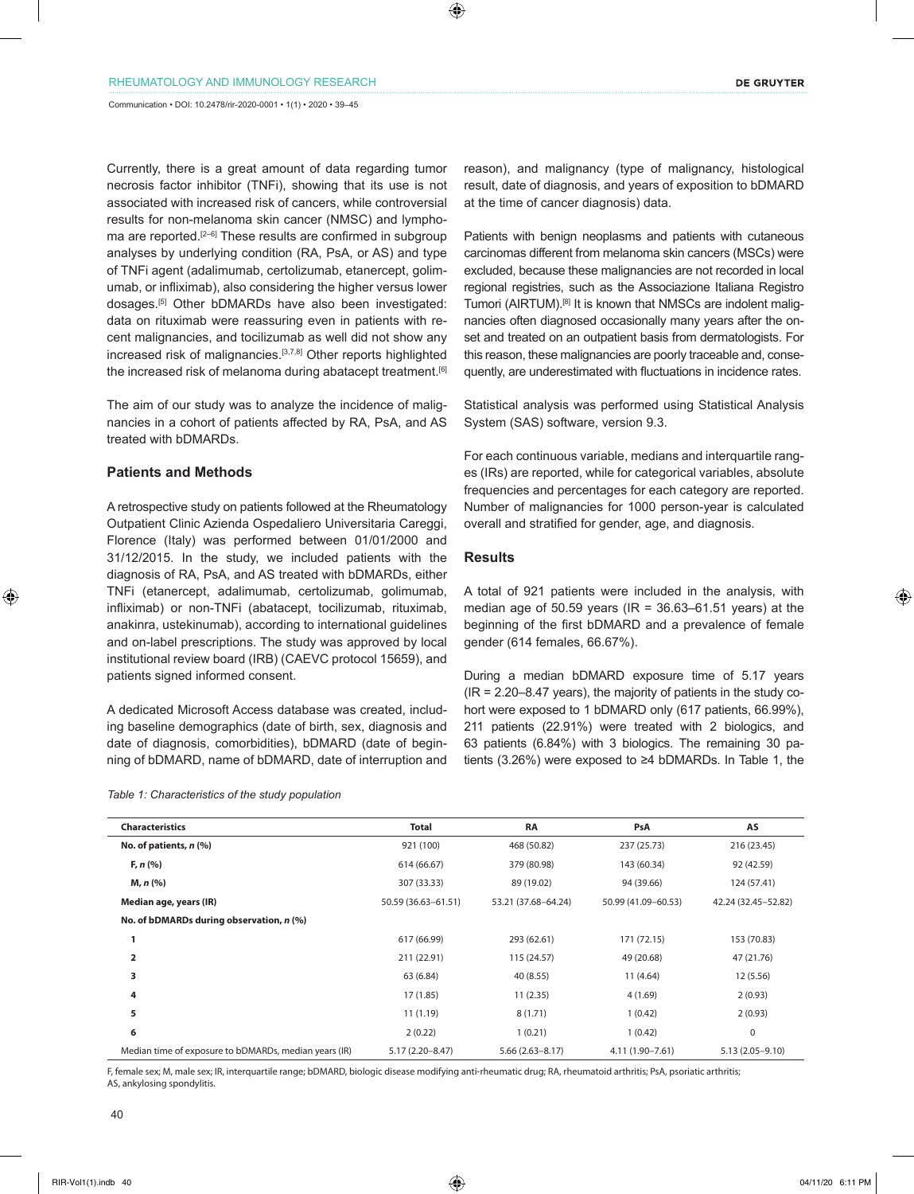Currently, there is a great amount of data regarding tumor necrosis factor inhibitor (TNFi), showing that its use is not associated with increased risk of cancers, while controversial results for non-melanoma skin cancer (NMSC) and lymphoma are reported.[2–6] These results are confirmed in subgroup analyses by underlying condition (RA, PsA, or AS) and type of TNFi agent (adalimumab, certolizumab, etanercept, golimumab, or infliximab), also considering the higher versus lower dosages.[5] Other bDMARDs have also been investigated: data on rituximab were reassuring even in patients with recent malignancies, and tocilizumab as well did not show any increased risk of malignancies.[3,7,8] Other reports highlighted the increased risk of melanoma during abatacept treatment.[6]

The aim of our study was to analyze the incidence of malignancies in a cohort of patients affected by RA, PsA, and AS treated with bDMARDs.

## Patients and Methods

A retrospective study on patients followed at the Rheumatology Outpatient Clinic Azienda Ospedaliero Universitaria Careggi, Florence (Italy) was performed between 01/01/2000 and 31/12/2015. In the study, we included patients with the diagnosis of RA, PsA, and AS treated with bDMARDs, either TNFi (etanercept, adalimumab, certolizumab, golimumab, infliximab) or non-TNFi (abatacept, tocilizumab, rituximab, anakinra, ustekinumab), according to international guidelines and on-label prescriptions. The study was approved by local institutional review board (IRB) (CAEVC protocol 15659), and patients signed informed consent.

A dedicated Microsoft Access database was created, including baseline demographics (date of birth, sex, diagnosis and date of diagnosis, comorbidities), bDMARD (date of beginning of bDMARD, name of bDMARD, date of interruption and reason), and malignancy (type of malignancy, histological result, date of diagnosis, and years of exposition to bDMARD at the time of cancer diagnosis) data.

Patients with benign neoplasms and patients with cutaneous carcinomas different from melanoma skin cancers (MSCs) were excluded, because these malignancies are not recorded in local regional registries, such as the Associazione Italiana Registro Tumori (AIRTUM).[8] It is known that NMSCs are indolent malignancies often diagnosed occasionally many years after the onset and treated on an outpatient basis from dermatologists. For this reason, these malignancies are poorly traceable and, consequently, are underestimated with fluctuations in incidence rates.

Statistical analysis was performed using Statistical Analysis System (SAS) software, version 9.3.

For each continuous variable, medians and interquartile ranges (IRs) are reported, while for categorical variables, absolute frequencies and percentages for each category are reported. Number of malignancies for 1000 person-year is calculated overall and stratified for gender, age, and diagnosis.

## Results

A total of 921 patients were included in the analysis, with median age of 50.59 years (IR = 36.63–61.51 years) at the beginning of the first bDMARD and a prevalence of female gender (614 females, 66.67%).

During a median bDMARD exposure time of 5.17 years (IR = 2.20–8.47 years), the majority of patients in the study cohort were exposed to 1 bDMARD only (617 patients, 66.99%), 211 patients (22.91%) were treated with 2 biologics, and 63 patients (6.84%) with 3 biologics. The remaining 30 patients (3.26%) were exposed to ≥4 bDMARDs. In Table 1, the

*Table 1: Characteristics of the study population*

| Characteristics | Total | RA | PsA | AS |
|---|---|---|---|---|
| **No. of patients, *n* (%)** | 921 (100) | 468 (50.82) | 237 (25.73) | 216 (23.45) |
| **F, *n* (%)** | 614 (66.67) | 379 (80.98) | 143 (60.34) | 92 (42.59) |
| **M, *n* (%)** | 307 (33.33) | 89 (19.02) | 94 (39.66) | 124 (57.41) |
| **Median age, years (IR)** | 50.59 (36.63–61.51) | 53.21 (37.68–64.24) | 50.99 (41.09–60.53) | 42.24 (32.45–52.82) |
| **No. of bDMARDs during observation, *n* (%)** | | | | |
| **1** | 617 (66.99) | 293 (62.61) | 171 (72.15) | 153 (70.83) |
| **2** | 211 (22.91) | 115 (24.57) | 49 (20.68) | 47 (21.76) |
| **3** | 63 (6.84) | 40 (8.55) | 11 (4.64) | 12 (5.56) |
| **4** | 17 (1.85) | 11 (2.35) | 4 (1.69) | 2 (0.93) |
| **5** | 11 (1.19) | 8 (1.71) | 1 (0.42) | 2 (0.93) |
| **6** | 2 (0.22) | 1 (0.21) | 1 (0.42) | 0 |
| Median time of exposure to bDMARDs, median years (IR) | 5.17 (2.20–8.47) | 5.66 (2.63–8.17) | 4.11 (1.90–7.61) | 5.13 (2.05–9.10) |

F, female sex; M, male sex; IR, interquartile range; bDMARD, biologic disease modifying anti-rheumatic drug; RA, rheumatoid arthritis; PsA, psoriatic arthritis; AS, ankylosing spondylitis.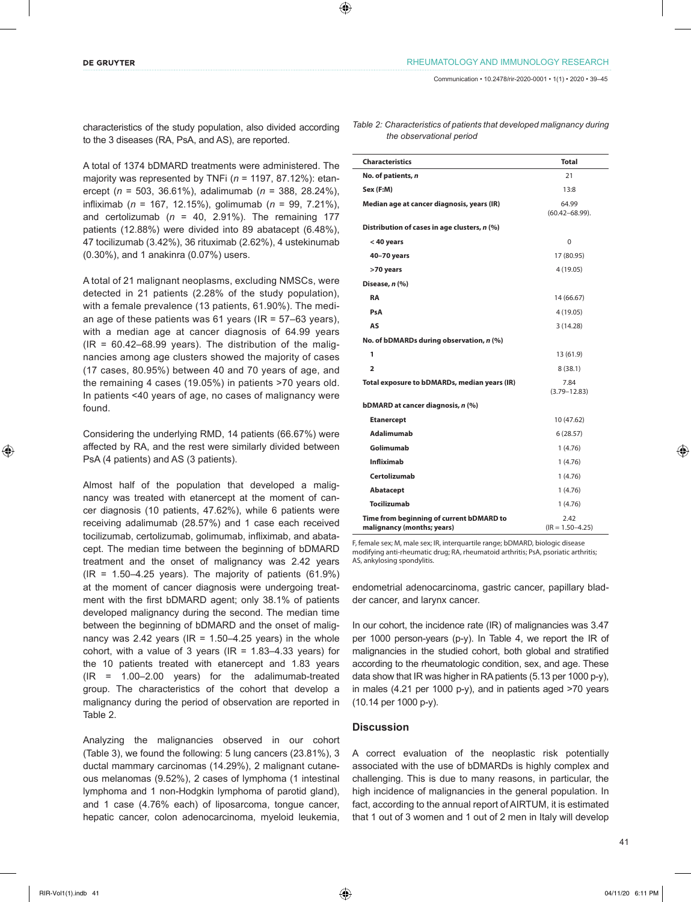characteristics of the study population, also divided according to the 3 diseases (RA, PsA, and AS), are reported.

A total of 1374 bDMARD treatments were administered. The majority was represented by TNFi (*n* = 1197, 87.12%): etanercept (*n* = 503, 36.61%), adalimumab (*n* = 388, 28.24%), infliximab (*n* = 167, 12.15%), golimumab (*n* = 99, 7.21%), and certolizumab (*n* = 40, 2.91%). The remaining 177 patients (12.88%) were divided into 89 abatacept (6.48%), 47 tocilizumab (3.42%), 36 rituximab (2.62%), 4 ustekinumab (0.30%), and 1 anakinra (0.07%) users.

A total of 21 malignant neoplasms, excluding NMSCs, were detected in 21 patients (2.28% of the study population), with a female prevalence (13 patients, 61.90%). The median age of these patients was 61 years (IR = 57–63 years), with a median age at cancer diagnosis of 64.99 years (IR = 60.42–68.99 years). The distribution of the malignancies among age clusters showed the majority of cases (17 cases, 80.95%) between 40 and 70 years of age, and the remaining 4 cases (19.05%) in patients >70 years old. In patients <40 years of age, no cases of malignancy were found.

Considering the underlying RMD, 14 patients (66.67%) were affected by RA, and the rest were similarly divided between PsA (4 patients) and AS (3 patients).

Almost half of the population that developed a malignancy was treated with etanercept at the moment of cancer diagnosis (10 patients, 47.62%), while 6 patients were receiving adalimumab (28.57%) and 1 case each received tocilizumab, certolizumab, golimumab, infliximab, and abatacept. The median time between the beginning of bDMARD treatment and the onset of malignancy was 2.42 years (IR = 1.50–4.25 years). The majority of patients (61.9%) at the moment of cancer diagnosis were undergoing treatment with the first bDMARD agent; only 38.1% of patients developed malignancy during the second. The median time between the beginning of bDMARD and the onset of malignancy was 2.42 years (IR = 1.50–4.25 years) in the whole cohort, with a value of 3 years (IR = 1.83–4.33 years) for the 10 patients treated with etanercept and 1.83 years (IR = 1.00–2.00 years) for the adalimumab-treated group. The characteristics of the cohort that develop a malignancy during the period of observation are reported in Table 2.

Analyzing the malignancies observed in our cohort (Table 3), we found the following: 5 lung cancers (23.81%), 3 ductal mammary carcinomas (14.29%), 2 malignant cutaneous melanomas (9.52%), 2 cases of lymphoma (1 intestinal lymphoma and 1 non-Hodgkin lymphoma of parotid gland), and 1 case (4.76% each) of liposarcoma, tongue cancer, hepatic cancer, colon adenocarcinoma, myeloid leukemia, endometrial adenocarcinoma, gastric cancer, papillary bladder cancer, and larynx cancer.

*Table 2: Characteristics of patients that developed malignancy during the observational period*

| Characteristics | Total |
|---|---|
| **No. of patients, *n*** | 21 |
| **Sex (F:M)** | 13:8 |
| **Median age at cancer diagnosis, years (IR)** | 64.99 (60.42–68.99). |
| **Distribution of cases in age clusters, *n* (%)** | |
| **< 40 years** | 0 |
| **40–70 years** | 17 (80.95) |
| **>70 years** | 4 (19.05) |
| **Disease, *n* (%)** | |
| **RA** | 14 (66.67) |
| **PsA** | 4 (19.05) |
| **AS** | 3 (14.28) |
| **No. of bDMARDs during observation, *n* (%)** | |
| **1** | 13 (61.9) |
| **2** | 8 (38.1) |
| **Total exposure to bDMARDs, median years (IR)** | 7.84 (3.79–12.83) |
| **bDMARD at cancer diagnosis, *n* (%)** | |
| **Etanercept** | 10 (47.62) |
| **Adalimumab** | 6 (28.57) |
| **Golimumab** | 1 (4.76) |
| **Infliximab** | 1 (4.76) |
| **Certolizumab** | 1 (4.76) |
| **Abatacept** | 1 (4.76) |
| **Tocilizumab** | 1 (4.76) |
| **Time from beginning of current bDMARD to malignancy (months; years)** | 2.42 (IR = 1.50–4.25) |

F, female sex; M, male sex; IR, interquartile range; bDMARD, biologic disease modifying anti-rheumatic drug; RA, rheumatoid arthritis; PsA, psoriatic arthritis; AS, ankylosing spondylitis.

In our cohort, the incidence rate (IR) of malignancies was 3.47 per 1000 person-years (p-y). In Table 4, we report the IR of malignancies in the studied cohort, both global and stratified according to the rheumatologic condition, sex, and age. These data show that IR was higher in RA patients (5.13 per 1000 p-y), in males (4.21 per 1000 p-y), and in patients aged >70 years (10.14 per 1000 p-y).

## Discussion

A correct evaluation of the neoplastic risk potentially associated with the use of bDMARDs is highly complex and challenging. This is due to many reasons, in particular, the high incidence of malignancies in the general population. In fact, according to the annual report of AIRTUM, it is estimated that 1 out of 3 women and 1 out of 2 men in Italy will develop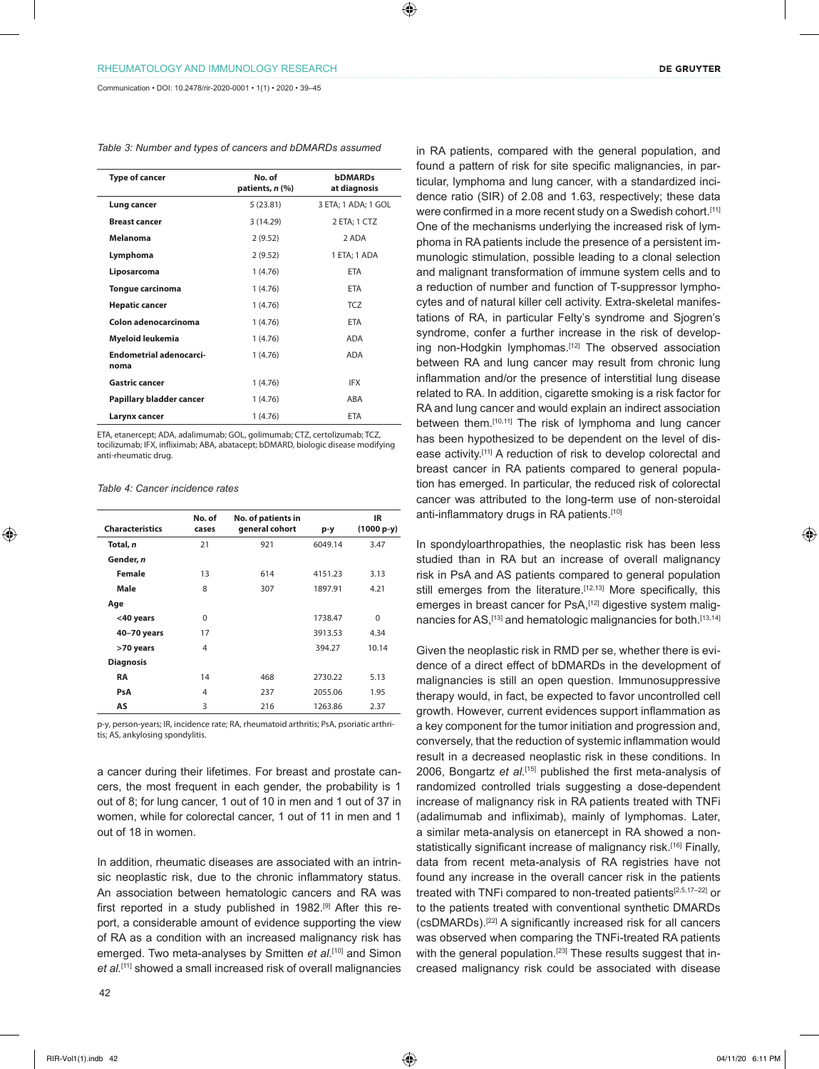*Table 3: Number and types of cancers and bDMARDs assumed*

| Type of cancer | No. of patients, *n* (%) | bDMARDs at diagnosis |
|---|---|---|
| **Lung cancer** | 5 (23.81) | 3 ETA; 1 ADA; 1 GOL |
| **Breast cancer** | 3 (14.29) | 2 ETA; 1 CTZ |
| **Melanoma** | 2 (9.52) | 2 ADA |
| **Lymphoma** | 2 (9.52) | 1 ETA; 1 ADA |
| **Liposarcoma** | 1 (4.76) | ETA |
| **Tongue carcinoma** | 1 (4.76) | ETA |
| **Hepatic cancer** | 1 (4.76) | TCZ |
| **Colon adenocarcinoma** | 1 (4.76) | ETA |
| **Myeloid leukemia** | 1 (4.76) | ADA |
| **Endometrial adenocarcinoma** | 1 (4.76) | ADA |
| **Gastric cancer** | 1 (4.76) | IFX |
| **Papillary bladder cancer** | 1 (4.76) | ABA |
| **Larynx cancer** | 1 (4.76) | ETA |

ETA, etanercept; ADA, adalimumab; GOL, golimumab; CTZ, certolizumab; TCZ, tocilizumab; IFX, infliximab; ABA, abatacept; bDMARD, biologic disease modifying anti-rheumatic drug.

*Table 4: Cancer incidence rates*

| Characteristics | No. of cases | No. of patients in general cohort | p-y | IR (1000 p-y) |
|---|---|---|---|---|
| **Total, *n*** | 21 | 921 | 6049.14 | 3.47 |
| **Gender, *n*** | | | | |
| **Female** | 13 | 614 | 4151.23 | 3.13 |
| **Male** | 8 | 307 | 1897.91 | 4.21 |
| **Age** | | | | |
| **<40 years** | 0 | | 1738.47 | 0 |
| **40–70 years** | 17 | | 3913.53 | 4.34 |
| **>70 years** | 4 | | 394.27 | 10.14 |
| **Diagnosis** | | | | |
| **RA** | 14 | 468 | 2730.22 | 5.13 |
| **PsA** | 4 | 237 | 2055.06 | 1.95 |
| **AS** | 3 | 216 | 1263.86 | 2.37 |

p-y, person-years; IR, incidence rate; RA, rheumatoid arthritis; PsA, psoriatic arthritis; AS, ankylosing spondylitis.

a cancer during their lifetimes. For breast and prostate cancers, the most frequent in each gender, the probability is 1 out of 8; for lung cancer, 1 out of 10 in men and 1 out of 37 in women, while for colorectal cancer, 1 out of 11 in men and 1 out of 18 in women.

In addition, rheumatic diseases are associated with an intrinsic neoplastic risk, due to the chronic inflammatory status. An association between hematologic cancers and RA was first reported in a study published in 1982.[9] After this report, a considerable amount of evidence supporting the view of RA as a condition with an increased malignancy risk has emerged. Two meta-analyses by Smitten *et al.*[10] and Simon *et al.*[11] showed a small increased risk of overall malignancies in RA patients, compared with the general population, and found a pattern of risk for site specific malignancies, in particular, lymphoma and lung cancer, with a standardized incidence ratio (SIR) of 2.08 and 1.63, respectively; these data were confirmed in a more recent study on a Swedish cohort.[11] One of the mechanisms underlying the increased risk of lymphoma in RA patients include the presence of a persistent immunologic stimulation, possible leading to a clonal selection and malignant transformation of immune system cells and to a reduction of number and function of T-suppressor lymphocytes and of natural killer cell activity. Extra-skeletal manifestations of RA, in particular Felty's syndrome and Sjogren's syndrome, confer a further increase in the risk of developing non-Hodgkin lymphomas.[12] The observed association between RA and lung cancer may result from chronic lung inflammation and/or the presence of interstitial lung disease related to RA. In addition, cigarette smoking is a risk factor for RA and lung cancer and would explain an indirect association between them.[10,11] The risk of lymphoma and lung cancer has been hypothesized to be dependent on the level of disease activity.[11] A reduction of risk to develop colorectal and breast cancer in RA patients compared to general population has emerged. In particular, the reduced risk of colorectal cancer was attributed to the long-term use of non-steroidal anti-inflammatory drugs in RA patients.[10]

In spondyloarthropathies, the neoplastic risk has been less studied than in RA but an increase of overall malignancy risk in PsA and AS patients compared to general population still emerges from the literature.[12,13] More specifically, this emerges in breast cancer for PsA,[12] digestive system malignancies for AS,[13] and hematologic malignancies for both.[13,14]

Given the neoplastic risk in RMD per se, whether there is evidence of a direct effect of bDMARDs in the development of malignancies is still an open question. Immunosuppressive therapy would, in fact, be expected to favor uncontrolled cell growth. However, current evidences support inflammation as a key component for the tumor initiation and progression and, conversely, that the reduction of systemic inflammation would result in a decreased neoplastic risk in these conditions. In 2006, Bongartz *et al.*[15] published the first meta-analysis of randomized controlled trials suggesting a dose-dependent increase of malignancy risk in RA patients treated with TNFi (adalimumab and infliximab), mainly of lymphomas. Later, a similar meta-analysis on etanercept in RA showed a non-statistically significant increase of malignancy risk.[16] Finally, data from recent meta-analysis of RA registries have not found any increase in the overall cancer risk in the patients treated with TNFi compared to non-treated patients[2,5,17–22] or to the patients treated with conventional synthetic DMARDs (csDMARDs).[22] A significantly increased risk for all cancers was observed when comparing the TNFi-treated RA patients with the general population.[23] These results suggest that increased malignancy risk could be associated with disease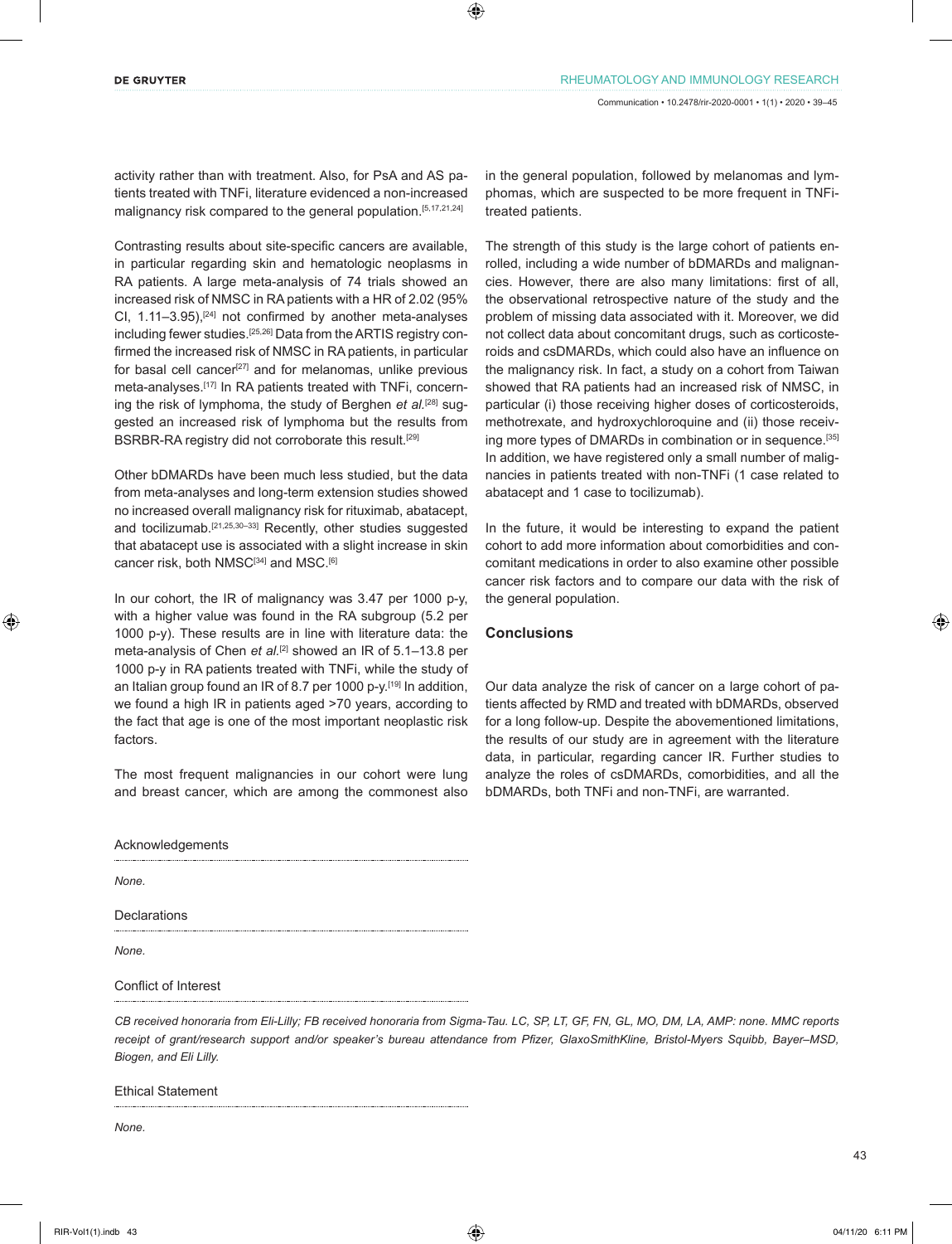activity rather than with treatment. Also, for PsA and AS patients treated with TNFi, literature evidenced a non-increased malignancy risk compared to the general population.[5,17,21,24]

Contrasting results about site-specific cancers are available, in particular regarding skin and hematologic neoplasms in RA patients. A large meta-analysis of 74 trials showed an increased risk of NMSC in RA patients with a HR of 2.02 (95% CI, 1.11–3.95),[24] not confirmed by another meta-analyses including fewer studies.[25,26] Data from the ARTIS registry confirmed the increased risk of NMSC in RA patients, in particular for basal cell cancer[27] and for melanomas, unlike previous meta-analyses.[17] In RA patients treated with TNFi, concerning the risk of lymphoma, the study of Berghen *et al.*[28] suggested an increased risk of lymphoma but the results from BSRBR-RA registry did not corroborate this result.[29]

Other bDMARDs have been much less studied, but the data from meta-analyses and long-term extension studies showed no increased overall malignancy risk for rituximab, abatacept, and tocilizumab.[21,25,30–33] Recently, other studies suggested that abatacept use is associated with a slight increase in skin cancer risk, both NMSC[34] and MSC.[6]

In our cohort, the IR of malignancy was 3.47 per 1000 p-y, with a higher value was found in the RA subgroup (5.2 per 1000 p-y). These results are in line with literature data: the meta-analysis of Chen *et al.*[2] showed an IR of 5.1–13.8 per 1000 p-y in RA patients treated with TNFi, while the study of an Italian group found an IR of 8.7 per 1000 p-y.[19] In addition, we found a high IR in patients aged >70 years, according to the fact that age is one of the most important neoplastic risk factors.

The most frequent malignancies in our cohort were lung and breast cancer, which are among the commonest also in the general population, followed by melanomas and lymphomas, which are suspected to be more frequent in TNFi-treated patients.

The strength of this study is the large cohort of patients enrolled, including a wide number of bDMARDs and malignancies. However, there are also many limitations: first of all, the observational retrospective nature of the study and the problem of missing data associated with it. Moreover, we did not collect data about concomitant drugs, such as corticosteroids and csDMARDs, which could also have an influence on the malignancy risk. In fact, a study on a cohort from Taiwan showed that RA patients had an increased risk of NMSC, in particular (i) those receiving higher doses of corticosteroids, methotrexate, and hydroxychloroquine and (ii) those receiving more types of DMARDs in combination or in sequence.[35] In addition, we have registered only a small number of malignancies in patients treated with non-TNFi (1 case related to abatacept and 1 case to tocilizumab).

In the future, it would be interesting to expand the patient cohort to add more information about comorbidities and concomitant medications in order to also examine other possible cancer risk factors and to compare our data with the risk of the general population.

## Conclusions

Our data analyze the risk of cancer on a large cohort of patients affected by RMD and treated with bDMARDs, observed for a long follow-up. Despite the abovementioned limitations, the results of our study are in agreement with the literature data, in particular, regarding cancer IR. Further studies to analyze the roles of csDMARDs, comorbidities, and all the bDMARDs, both TNFi and non-TNFi, are warranted.

### Acknowledgements

*None.*

### Declarations

*None.*

### Conflict of Interest

*CB received honoraria from Eli-Lilly; FB received honoraria from Sigma-Tau. LC, SP, LT, GF, FN, GL, MO, DM, LA, AMP: none. MMC reports receipt of grant/research support and/or speaker's bureau attendance from Pfizer, GlaxoSmithKline, Bristol-Myers Squibb, Bayer–MSD, Biogen, and Eli Lilly.*

### Ethical Statement

*None.*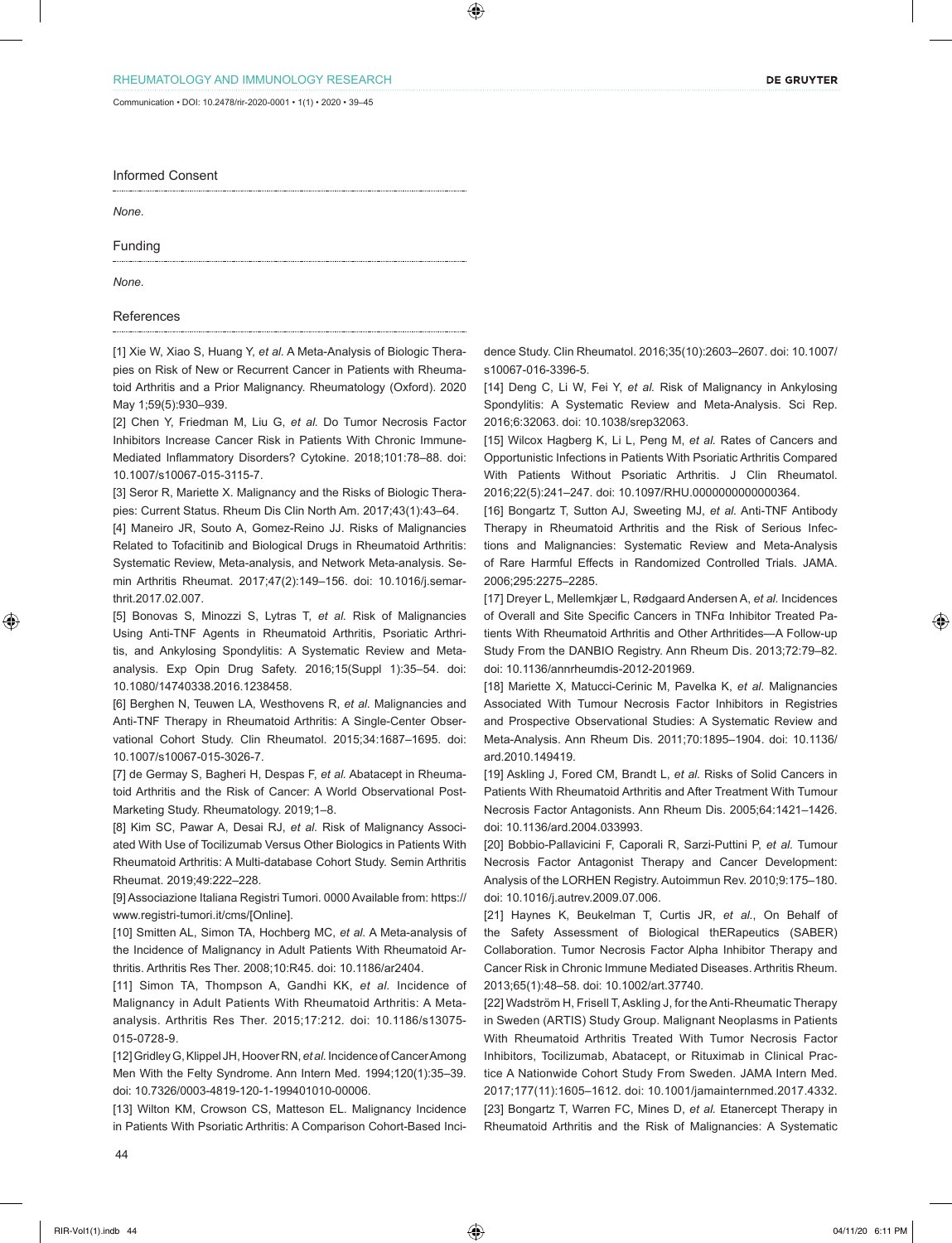## Informed Consent

*None.*

## Funding

*None.*

## References

[1] Xie W, Xiao S, Huang Y, *et al.* A Meta-Analysis of Biologic Therapies on Risk of New or Recurrent Cancer in Patients with Rheumatoid Arthritis and a Prior Malignancy. Rheumatology (Oxford). 2020 May 1;59(5):930–939.

[2] Chen Y, Friedman M, Liu G, *et al.* Do Tumor Necrosis Factor Inhibitors Increase Cancer Risk in Patients With Chronic Immune-Mediated Inflammatory Disorders? Cytokine. 2018;101:78–88. doi: 10.1007/s10067-015-3115-7.

[3] Seror R, Mariette X. Malignancy and the Risks of Biologic Therapies: Current Status. Rheum Dis Clin North Am. 2017;43(1):43–64.

[4] Maneiro JR, Souto A, Gomez-Reino JJ. Risks of Malignancies Related to Tofacitinib and Biological Drugs in Rheumatoid Arthritis: Systematic Review, Meta-analysis, and Network Meta-analysis. Semin Arthritis Rheumat. 2017;47(2):149–156. doi: 10.1016/j.semarthrit.2017.02.007.

[5] Bonovas S, Minozzi S, Lytras T, *et al.* Risk of Malignancies Using Anti-TNF Agents in Rheumatoid Arthritis, Psoriatic Arthritis, and Ankylosing Spondylitis: A Systematic Review and Meta-analysis. Exp Opin Drug Safety. 2016;15(Suppl 1):35–54. doi: 10.1080/14740338.2016.1238458.

[6] Berghen N, Teuwen LA, Westhovens R, *et al.* Malignancies and Anti-TNF Therapy in Rheumatoid Arthritis: A Single-Center Observational Cohort Study. Clin Rheumatol. 2015;34:1687–1695. doi: 10.1007/s10067-015-3026-7.

[7] de Germay S, Bagheri H, Despas F, *et al.* Abatacept in Rheumatoid Arthritis and the Risk of Cancer: A World Observational Post-Marketing Study. Rheumatology. 2019;1–8.

[8] Kim SC, Pawar A, Desai RJ, *et al.* Risk of Malignancy Associated With Use of Tocilizumab Versus Other Biologics in Patients With Rheumatoid Arthritis: A Multi-database Cohort Study. Semin Arthritis Rheumat. 2019;49:222–228.

[9] Associazione Italiana Registri Tumori. 0000 Available from: https://www.registri-tumori.it/cms/[Online].

[10] Smitten AL, Simon TA, Hochberg MC, *et al.* A Meta-analysis of the Incidence of Malignancy in Adult Patients With Rheumatoid Arthritis. Arthritis Res Ther. 2008;10:R45. doi: 10.1186/ar2404.

[11] Simon TA, Thompson A, Gandhi KK, *et al.* Incidence of Malignancy in Adult Patients With Rheumatoid Arthritis: A Meta-analysis. Arthritis Res Ther. 2015;17:212. doi: 10.1186/s13075-015-0728-9.

[12] Gridley G, Klippel JH, Hoover RN, *et al.* Incidence of Cancer Among Men With the Felty Syndrome. Ann Intern Med. 1994;120(1):35–39. doi: 10.7326/0003-4819-120-1-199401010-00006.

[13] Wilton KM, Crowson CS, Matteson EL. Malignancy Incidence in Patients With Psoriatic Arthritis: A Comparison Cohort-Based Incidence Study. Clin Rheumatol. 2016;35(10):2603–2607. doi: 10.1007/s10067-016-3396-5.

[14] Deng C, Li W, Fei Y, *et al.* Risk of Malignancy in Ankylosing Spondylitis: A Systematic Review and Meta-Analysis. Sci Rep. 2016;6:32063. doi: 10.1038/srep32063.

[15] Wilcox Hagberg K, Li L, Peng M, *et al.* Rates of Cancers and Opportunistic Infections in Patients With Psoriatic Arthritis Compared With Patients Without Psoriatic Arthritis. J Clin Rheumatol. 2016;22(5):241–247. doi: 10.1097/RHU.0000000000000364.

[16] Bongartz T, Sutton AJ, Sweeting MJ, *et al.* Anti-TNF Antibody Therapy in Rheumatoid Arthritis and the Risk of Serious Infections and Malignancies: Systematic Review and Meta-Analysis of Rare Harmful Effects in Randomized Controlled Trials. JAMA. 2006;295:2275–2285.

[17] Dreyer L, Mellemkjær L, Rødgaard Andersen A, *et al.* Incidences of Overall and Site Specific Cancers in TNFα Inhibitor Treated Patients With Rheumatoid Arthritis and Other Arthritides—A Follow-up Study From the DANBIO Registry. Ann Rheum Dis. 2013;72:79–82. doi: 10.1136/annrheumdis-2012-201969.

[18] Mariette X, Matucci-Cerinic M, Pavelka K, *et al.* Malignancies Associated With Tumour Necrosis Factor Inhibitors in Registries and Prospective Observational Studies: A Systematic Review and Meta-Analysis. Ann Rheum Dis. 2011;70:1895–1904. doi: 10.1136/ard.2010.149419.

[19] Askling J, Fored CM, Brandt L, *et al.* Risks of Solid Cancers in Patients With Rheumatoid Arthritis and After Treatment With Tumour Necrosis Factor Antagonists. Ann Rheum Dis. 2005;64:1421–1426. doi: 10.1136/ard.2004.033993.

[20] Bobbio-Pallavicini F, Caporali R, Sarzi-Puttini P, *et al.* Tumour Necrosis Factor Antagonist Therapy and Cancer Development: Analysis of the LORHEN Registry. Autoimmun Rev. 2010;9:175–180. doi: 10.1016/j.autrev.2009.07.006.

[21] Haynes K, Beukelman T, Curtis JR, *et al.*, On Behalf of the Safety Assessment of Biological thERapeutics (SABER) Collaboration. Tumor Necrosis Factor Alpha Inhibitor Therapy and Cancer Risk in Chronic Immune Mediated Diseases. Arthritis Rheum. 2013;65(1):48–58. doi: 10.1002/art.37740.

[22] Wadström H, Frisell T, Askling J, for the Anti-Rheumatic Therapy in Sweden (ARTIS) Study Group. Malignant Neoplasms in Patients With Rheumatoid Arthritis Treated With Tumor Necrosis Factor Inhibitors, Tocilizumab, Abatacept, or Rituximab in Clinical Practice A Nationwide Cohort Study From Sweden. JAMA Intern Med. 2017;177(11):1605–1612. doi: 10.1001/jamainternmed.2017.4332.

[23] Bongartz T, Warren FC, Mines D, *et al.* Etanercept Therapy in Rheumatoid Arthritis and the Risk of Malignancies: A Systematic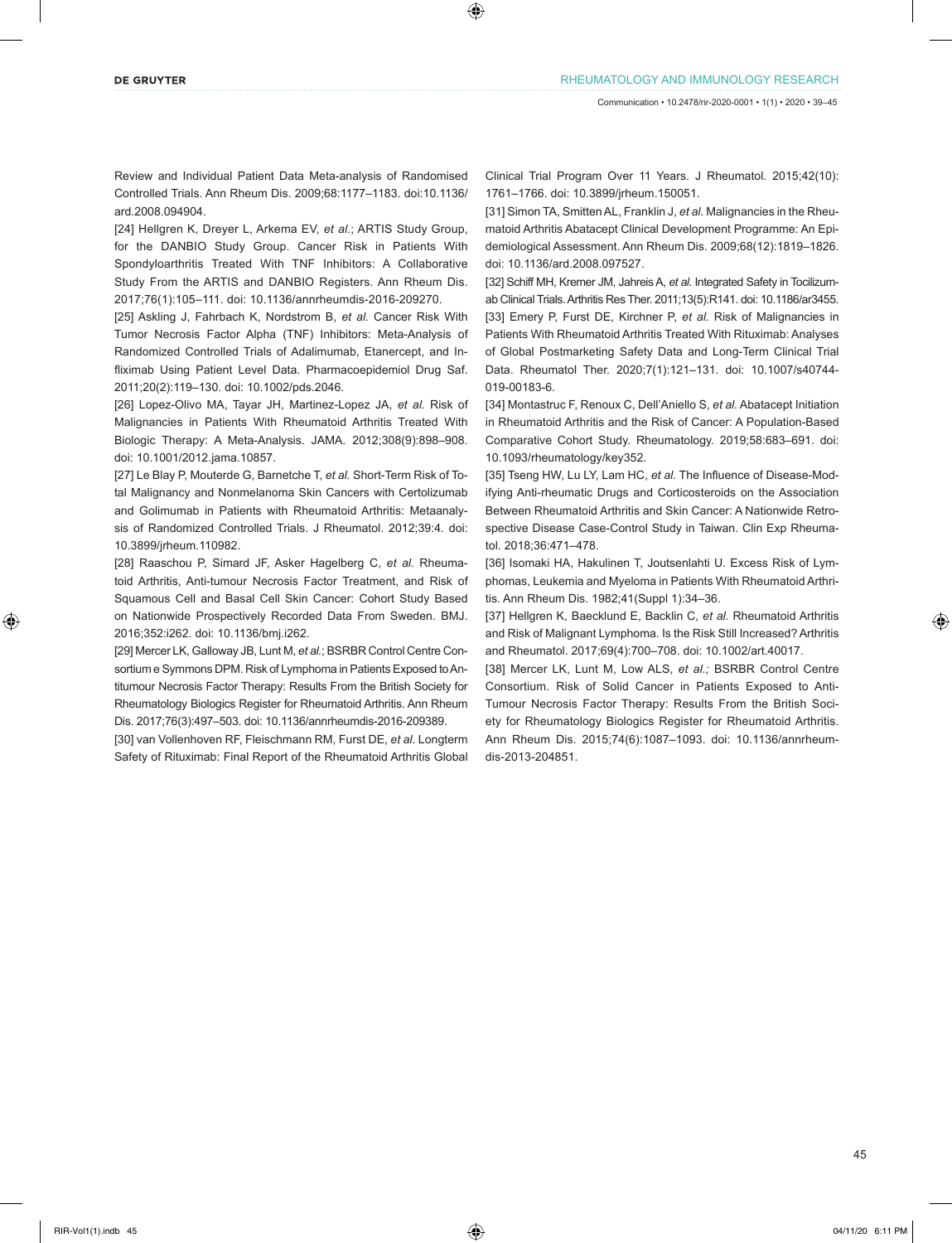Review and Individual Patient Data Meta-analysis of Randomised Controlled Trials. Ann Rheum Dis. 2009;68:1177–1183. doi:10.1136/ard.2008.094904.

[24] Hellgren K, Dreyer L, Arkema EV, *et al.*; ARTIS Study Group, for the DANBIO Study Group. Cancer Risk in Patients With Spondyloarthritis Treated With TNF Inhibitors: A Collaborative Study From the ARTIS and DANBIO Registers. Ann Rheum Dis. 2017;76(1):105–111. doi: 10.1136/annrheumdis-2016-209270.

[25] Askling J, Fahrbach K, Nordstrom B, *et al.* Cancer Risk With Tumor Necrosis Factor Alpha (TNF) Inhibitors: Meta-Analysis of Randomized Controlled Trials of Adalimumab, Etanercept, and Infliximab Using Patient Level Data. Pharmacoepidemiol Drug Saf. 2011;20(2):119–130. doi: 10.1002/pds.2046.

[26] Lopez-Olivo MA, Tayar JH, Martinez-Lopez JA, *et al.* Risk of Malignancies in Patients With Rheumatoid Arthritis Treated With Biologic Therapy: A Meta-Analysis. JAMA. 2012;308(9):898–908. doi: 10.1001/2012.jama.10857.

[27] Le Blay P, Mouterde G, Barnetche T, *et al.* Short-Term Risk of Total Malignancy and Nonmelanoma Skin Cancers with Certolizumab and Golimumab in Patients with Rheumatoid Arthritis: Metaanalysis of Randomized Controlled Trials. J Rheumatol. 2012;39:4. doi: 10.3899/jrheum.110982.

[28] Raaschou P, Simard JF, Asker Hagelberg C, *et al.* Rheumatoid Arthritis, Anti-tumour Necrosis Factor Treatment, and Risk of Squamous Cell and Basal Cell Skin Cancer: Cohort Study Based on Nationwide Prospectively Recorded Data From Sweden. BMJ. 2016;352:i262. doi: 10.1136/bmj.i262.

[29] Mercer LK, Galloway JB, Lunt M, *et al.*; BSRBR Control Centre Consortium e Symmons DPM. Risk of Lymphoma in Patients Exposed to Antitumour Necrosis Factor Therapy: Results From the British Society for Rheumatology Biologics Register for Rheumatoid Arthritis. Ann Rheum Dis. 2017;76(3):497–503. doi: 10.1136/annrheumdis-2016-209389.

[30] van Vollenhoven RF, Fleischmann RM, Furst DE, *et al.* Longterm Safety of Rituximab: Final Report of the Rheumatoid Arthritis Global Clinical Trial Program Over 11 Years. J Rheumatol. 2015;42(10): 1761–1766. doi: 10.3899/jrheum.150051.

[31] Simon TA, Smitten AL, Franklin J, *et al.* Malignancies in the Rheumatoid Arthritis Abatacept Clinical Development Programme: An Epidemiological Assessment. Ann Rheum Dis. 2009;68(12):1819–1826. doi: 10.1136/ard.2008.097527.

[32] Schiff MH, Kremer JM, Jahreis A, *et al.* Integrated Safety in Tocilizumab Clinical Trials. Arthritis Res Ther. 2011;13(5):R141. doi: 10.1186/ar3455.

[33] Emery P, Furst DE, Kirchner P, *et al.* Risk of Malignancies in Patients With Rheumatoid Arthritis Treated With Rituximab: Analyses of Global Postmarketing Safety Data and Long-Term Clinical Trial Data. Rheumatol Ther. 2020;7(1):121–131. doi: 10.1007/s40744-019-00183-6.

[34] Montastruc F, Renoux C, Dell'Aniello S, *et al.* Abatacept Initiation in Rheumatoid Arthritis and the Risk of Cancer: A Population-Based Comparative Cohort Study. Rheumatology. 2019;58:683–691. doi: 10.1093/rheumatology/key352.

[35] Tseng HW, Lu LY, Lam HC, *et al.* The Influence of Disease-Modifying Anti-rheumatic Drugs and Corticosteroids on the Association Between Rheumatoid Arthritis and Skin Cancer: A Nationwide Retrospective Disease Case-Control Study in Taiwan. Clin Exp Rheumatol. 2018;36:471–478.

[36] Isomaki HA, Hakulinen T, Joutsenlahti U. Excess Risk of Lymphomas, Leukemia and Myeloma in Patients With Rheumatoid Arthritis. Ann Rheum Dis. 1982;41(Suppl 1):34–36.

[37] Hellgren K, Baecklund E, Backlin C, *et al.* Rheumatoid Arthritis and Risk of Malignant Lymphoma. Is the Risk Still Increased? Arthritis and Rheumatol. 2017;69(4):700–708. doi: 10.1002/art.40017.

[38] Mercer LK, Lunt M, Low ALS, *et al.;* BSRBR Control Centre Consortium. Risk of Solid Cancer in Patients Exposed to Anti-Tumour Necrosis Factor Therapy: Results From the British Society for Rheumatology Biologics Register for Rheumatoid Arthritis. Ann Rheum Dis. 2015;74(6):1087–1093. doi: 10.1136/annrheumdis-2013-204851.